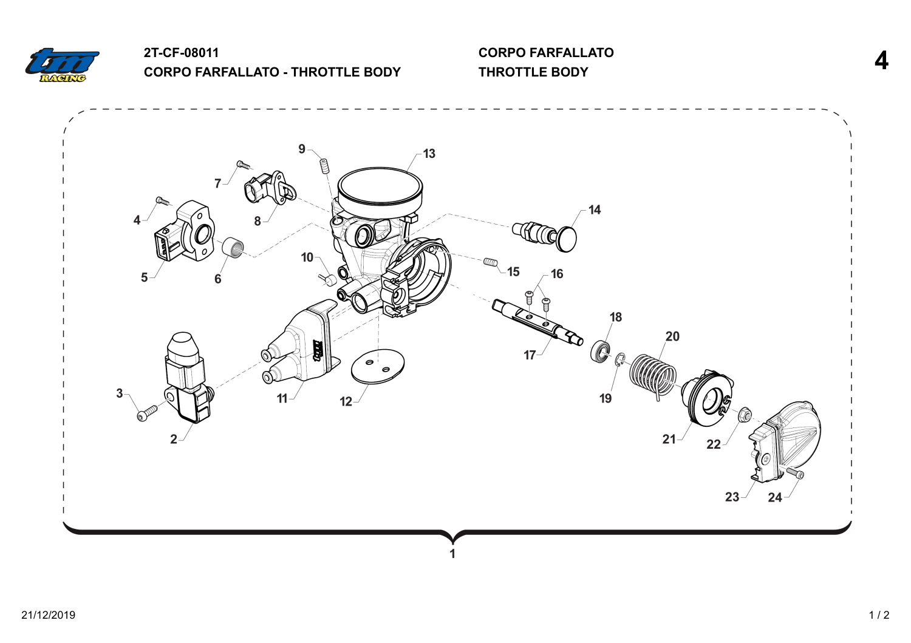# 2T-CF-08011
## CORPO FARFALLATO - THROTTLE BODY

## CORPO FARFALLATO
## THROTTLE BODY

4

9 13 7 14 4 8 5 6 10 15 16 18 17 20 3 11 12 19 21 22 2 23 24 1

21/12/2019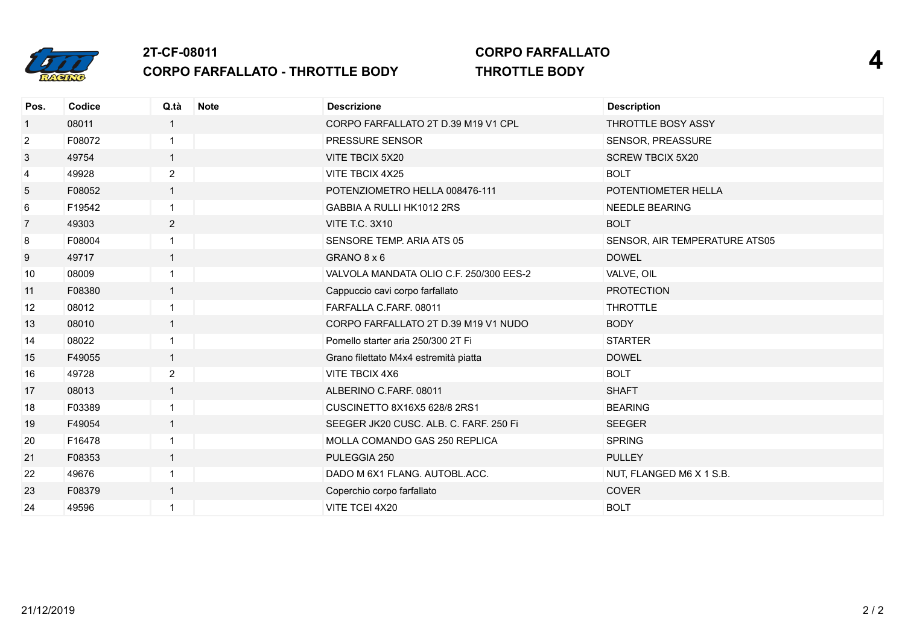# 2T-CF-08011

## CORPO FARFALLATO - THROTTLE BODY

## CORPO FARFALLATO

## THROTTLE BODY

**4**

| Pos. | Codice | Q.tà | Note | Descrizione | Description |
|---|---|---|---|---|---|
| 1 | 08011 | 1 | | CORPO FARFALLATO 2T D.39 M19 V1 CPL | THROTTLE BOSY ASSY |
| 2 | F08072 | 1 | | PRESSURE SENSOR | SENSOR, PREASSURE |
| 3 | 49754 | 1 | | VITE TBCIX 5X20 | SCREW TBCIX 5X20 |
| 4 | 49928 | 2 | | VITE TBCIX 4X25 | BOLT |
| 5 | F08052 | 1 | | POTENZIOMETRO HELLA 008476-111 | POTENTIOMETER HELLA |
| 6 | F19542 | 1 | | GABBIA A RULLI HK1012 2RS | NEEDLE BEARING |
| 7 | 49303 | 2 | | VITE T.C. 3X10 | BOLT |
| 8 | F08004 | 1 | | SENSORE TEMP. ARIA ATS 05 | SENSOR, AIR TEMPERATURE ATS05 |
| 9 | 49717 | 1 | | GRANO 8 x 6 | DOWEL |
| 10 | 08009 | 1 | | VALVOLA MANDATA OLIO C.F. 250/300 EES-2 | VALVE, OIL |
| 11 | F08380 | 1 | | Cappuccio cavi corpo farfallato | PROTECTION |
| 12 | 08012 | 1 | | FARFALLA C.FARF. 08011 | THROTTLE |
| 13 | 08010 | 1 | | CORPO FARFALLATO 2T D.39 M19 V1 NUDO | BODY |
| 14 | 08022 | 1 | | Pomello starter aria 250/300 2T Fi | STARTER |
| 15 | F49055 | 1 | | Grano filettato M4x4 estremità piatta | DOWEL |
| 16 | 49728 | 2 | | VITE TBCIX 4X6 | BOLT |
| 17 | 08013 | 1 | | ALBERINO C.FARF. 08011 | SHAFT |
| 18 | F03389 | 1 | | CUSCINETTO 8X16X5 628/8 2RS1 | BEARING |
| 19 | F49054 | 1 | | SEEGER JK20 CUSC. ALB. C. FARF. 250 Fi | SEEGER |
| 20 | F16478 | 1 | | MOLLA COMANDO GAS 250 REPLICA | SPRING |
| 21 | F08353 | 1 | | PULEGGIA 250 | PULLEY |
| 22 | 49676 | 1 | | DADO M 6X1 FLANG. AUTOBL.ACC. | NUT, FLANGED M6 X 1 S.B. |
| 23 | F08379 | 1 | | Coperchio corpo farfallato | COVER |
| 24 | 49596 | 1 | | VITE TCEI 4X20 | BOLT |

21/12/2019